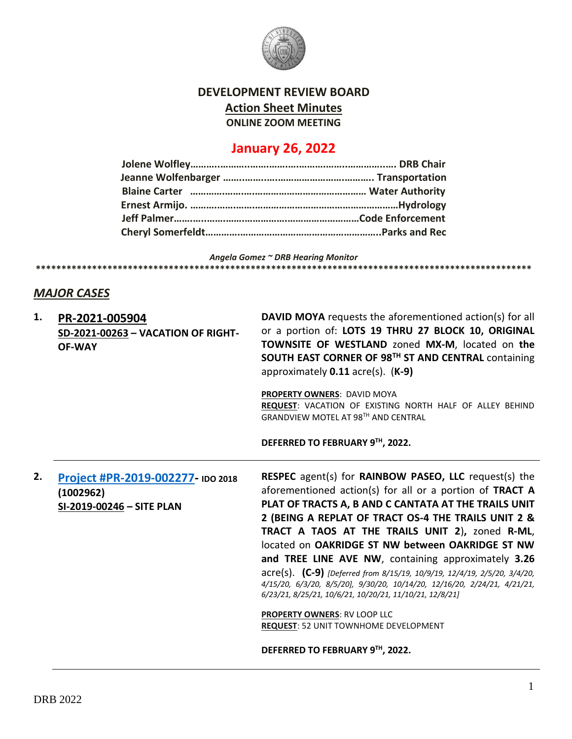# DEVELOPMENT REVIEW BOARD

## Action Sheet Minutes

**ONLINE ZOOM MEETING**

## January 26, 2022

**Jolene Wolfley……………………………………………………………. DRB Chair**
**Jeanne Wolfenbarger ……………………………………………….. Transportation**
**Blaine Carter ……………………………………………………… Water Authority**
**Ernest Armijo. ………………………………………………………………Hydrology**
**Jeff Palmer……………………………………………………………Code Enforcement**
**Cheryl Somerfeldt…………………………………………………………..Parks and Rec**

*Angela Gomez ~ DRB Hearing Monitor*

****************************************************************************************************

## *MAJOR CASES*

**1. PR-2021-005904**
**SD-2021-00263 – VACATION OF RIGHT-OF-WAY**

**DAVID MOYA** requests the aforementioned action(s) for all or a portion of: **LOTS 19 THRU 27 BLOCK 10, ORIGINAL TOWNSITE OF WESTLAND** zoned **MX-M**, located on **the SOUTH EAST CORNER OF 98TH ST AND CENTRAL** containing approximately **0.11** acre(s). (**K-9)**

**PROPERTY OWNERS**: DAVID MOYA
**REQUEST**: VACATION OF EXISTING NORTH HALF OF ALLEY BEHIND GRANDVIEW MOTEL AT 98TH AND CENTRAL

**DEFERRED TO FEBRUARY 9TH, 2022.**

---

**2. Project #PR-2019-002277- IDO 2018**
**(1002962)**
**SI-2019-00246 – SITE PLAN**

**RESPEC** agent(s) for **RAINBOW PASEO, LLC** request(s) the aforementioned action(s) for all or a portion of **TRACT A PLAT OF TRACTS A, B AND C CANTATA AT THE TRAILS UNIT 2 (BEING A REPLAT OF TRACT OS-4 THE TRAILS UNIT 2 & TRACT A TAOS AT THE TRAILS UNIT 2),** zoned **R-ML**, located on **OAKRIDGE ST NW between OAKRIDGE ST NW and TREE LINE AVE NW**, containing approximately **3.26** acre(s). **(C-9)** *[Deferred from 8/15/19, 10/9/19, 12/4/19, 2/5/20, 3/4/20, 4/15/20, 6/3/20, 8/5/20], 9/30/20, 10/14/20, 12/16/20, 2/24/21, 4/21/21, 6/23/21, 8/25/21, 10/6/21, 10/20/21, 11/10/21, 12/8/21]*

**PROPERTY OWNERS**: RV LOOP LLC
**REQUEST**: 52 UNIT TOWNHOME DEVELOPMENT

**DEFERRED TO FEBRUARY 9TH, 2022.**

---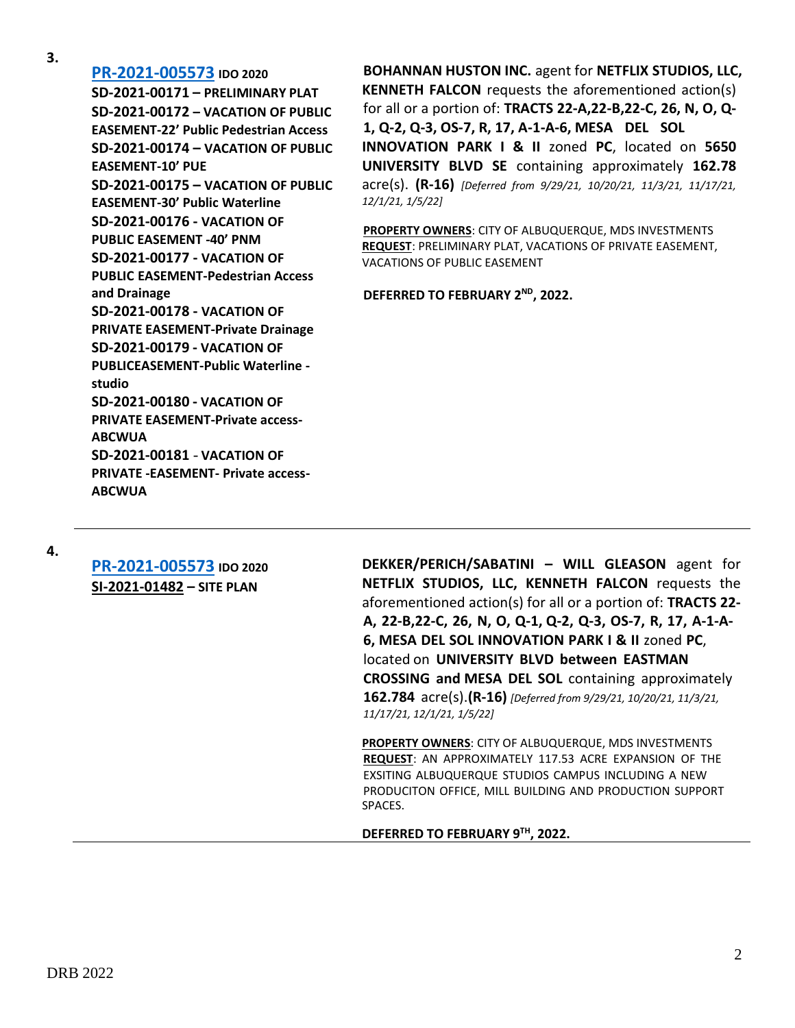3.

**PR-2021-005573** **IDO 2020**
**SD-2021-00171 – PRELIMINARY PLAT**
**SD-2021-00172 – VACATION OF PUBLIC EASEMENT-22' Public Pedestrian Access**
**SD-2021-00174 – VACATION OF PUBLIC EASEMENT-10' PUE**
**SD-2021-00175 – VACATION OF PUBLIC EASEMENT-30' Public Waterline**
**SD-2021-00176 - VACATION OF PUBLIC EASEMENT -40' PNM**
**SD-2021-00177 - VACATION OF PUBLIC EASEMENT-Pedestrian Access and Drainage**
**SD-2021-00178 - VACATION OF PRIVATE EASEMENT-Private Drainage**
**SD-2021-00179 - VACATION OF PUBLICEASEMENT-Public Waterline - studio**
**SD-2021-00180 - VACATION OF PRIVATE EASEMENT-Private access-ABCWUA**
**SD-2021-00181 - VACATION OF PRIVATE -EASEMENT- Private access-ABCWUA**

**BOHANNAN HUSTON INC.** agent for **NETFLIX STUDIOS, LLC, KENNETH FALCON** requests the aforementioned action(s) for all or a portion of: **TRACTS 22-A,22-B,22-C, 26, N, O, Q-1, Q-2, Q-3, OS-7, R, 17, A-1-A-6, MESA DEL SOL INNOVATION PARK I & II** zoned **PC**, located on **5650 UNIVERSITY BLVD SE** containing approximately **162.78** acre(s). **(R-16)** *[Deferred from 9/29/21, 10/20/21, 11/3/21, 11/17/21, 12/1/21, 1/5/22]*

**PROPERTY OWNERS**: CITY OF ALBUQUERQUE, MDS INVESTMENTS
**REQUEST**: PRELIMINARY PLAT, VACATIONS OF PRIVATE EASEMENT, VACATIONS OF PUBLIC EASEMENT

**DEFERRED TO FEBRUARY 2ND, 2022.**

---

4.

**PR-2021-005573** **IDO 2020**
**SI-2021-01482 – SITE PLAN**

**DEKKER/PERICH/SABATINI – WILL GLEASON** agent for **NETFLIX STUDIOS, LLC, KENNETH FALCON** requests the aforementioned action(s) for all or a portion of: **TRACTS 22-A, 22-B,22-C, 26, N, O, Q-1, Q-2, Q-3, OS-7, R, 17, A-1-A-6, MESA DEL SOL INNOVATION PARK I & II** zoned **PC**, located on **UNIVERSITY BLVD between EASTMAN CROSSING and MESA DEL SOL** containing approximately **162.784** acre(s).**(R-16)** *[Deferred from 9/29/21, 10/20/21, 11/3/21, 11/17/21, 12/1/21, 1/5/22]*

**PROPERTY OWNERS**: CITY OF ALBUQUERQUE, MDS INVESTMENTS
**REQUEST**: AN APPROXIMATELY 117.53 ACRE EXPANSION OF THE EXSITING ALBUQUERQUE STUDIOS CAMPUS INCLUDING A NEW PRODUCITON OFFICE, MILL BUILDING AND PRODUCTION SUPPORT SPACES.

**DEFERRED TO FEBRUARY 9TH, 2022.**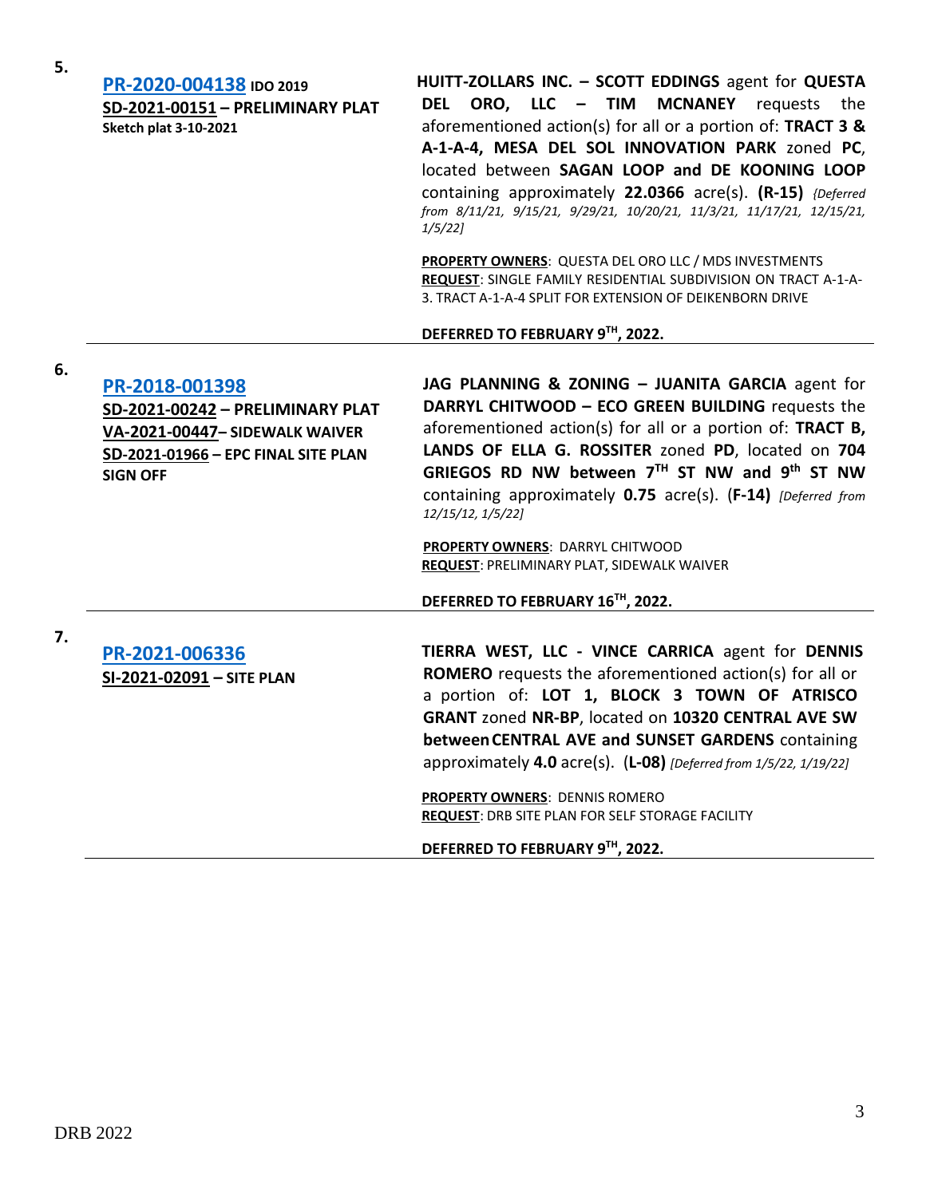**5.**

**PR-2020-004138** **IDO 2019**
**SD-2021-00151 – PRELIMINARY PLAT**
**Sketch plat 3-10-2021**

**HUITT-ZOLLARS INC. – SCOTT EDDINGS** agent for **QUESTA DEL ORO, LLC – TIM MCNANEY** requests the aforementioned action(s) for all or a portion of: **TRACT 3 & A-1-A-4, MESA DEL SOL INNOVATION PARK** zoned **PC**, located between **SAGAN LOOP and DE KOONING LOOP** containing approximately **22.0366** acre(s). **(R-15)** *{Deferred from 8/11/21, 9/15/21, 9/29/21, 10/20/21, 11/3/21, 11/17/21, 12/15/21, 1/5/22]*

**PROPERTY OWNERS**: QUESTA DEL ORO LLC / MDS INVESTMENTS
**REQUEST**: SINGLE FAMILY RESIDENTIAL SUBDIVISION ON TRACT A-1-A-3. TRACT A-1-A-4 SPLIT FOR EXTENSION OF DEIKENBORN DRIVE

**DEFERRED TO FEBRUARY 9TH, 2022.**

---

**6.**

**PR-2018-001398**
**SD-2021-00242 – PRELIMINARY PLAT**
**VA-2021-00447– SIDEWALK WAIVER**
**SD-2021-01966 – EPC FINAL SITE PLAN SIGN OFF**

**JAG PLANNING & ZONING – JUANITA GARCIA** agent for **DARRYL CHITWOOD – ECO GREEN BUILDING** requests the aforementioned action(s) for all or a portion of: **TRACT B, LANDS OF ELLA G. ROSSITER** zoned **PD**, located on **704 GRIEGOS RD NW between 7TH ST NW and 9th ST NW** containing approximately **0.75** acre(s). (**F-14)** *[Deferred from 12/15/12, 1/5/22]*

**PROPERTY OWNERS**: DARRYL CHITWOOD
**REQUEST**: PRELIMINARY PLAT, SIDEWALK WAIVER

**DEFERRED TO FEBRUARY 16TH, 2022.**

---

**7.**

**PR-2021-006336**
**SI-2021-02091 – SITE PLAN**

**TIERRA WEST, LLC - VINCE CARRICA** agent for **DENNIS ROMERO** requests the aforementioned action(s) for all or a portion of: **LOT 1, BLOCK 3 TOWN OF ATRISCO GRANT** zoned **NR-BP**, located on **10320 CENTRAL AVE SW between CENTRAL AVE and SUNSET GARDENS** containing approximately **4.0** acre(s). (**L-08)** *[Deferred from 1/5/22, 1/19/22]*

**PROPERTY OWNERS**: DENNIS ROMERO
**REQUEST**: DRB SITE PLAN FOR SELF STORAGE FACILITY

**DEFERRED TO FEBRUARY 9TH, 2022.**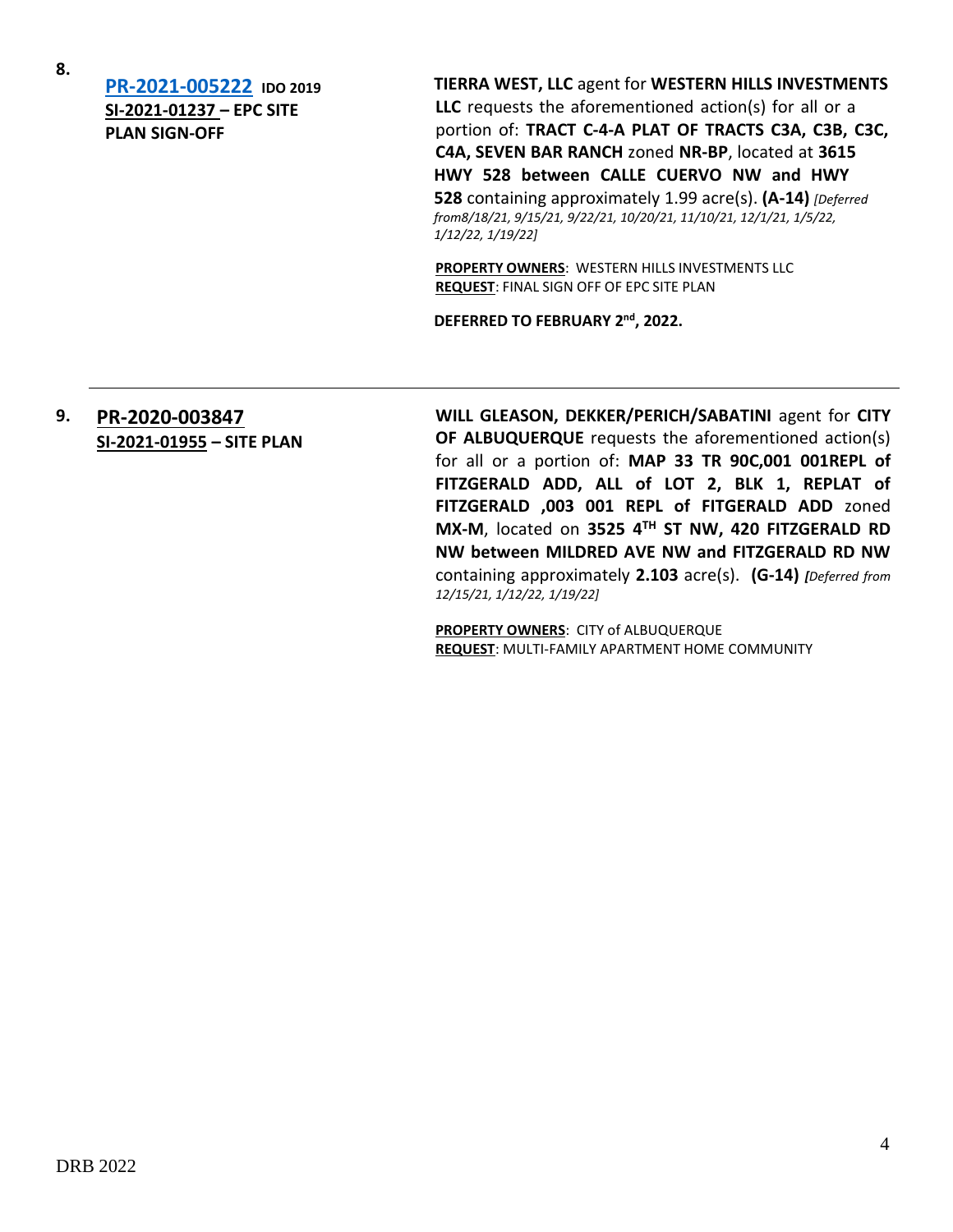**8.**

**[PR-2021-005222]** **IDO 2019**
**SI-2021-01237 – EPC SITE PLAN SIGN-OFF**

**TIERRA WEST, LLC** agent for **WESTERN HILLS INVESTMENTS LLC** requests the aforementioned action(s) for all or a portion of: **TRACT C-4-A PLAT OF TRACTS C3A, C3B, C3C, C4A, SEVEN BAR RANCH** zoned **NR-BP**, located at **3615 HWY 528 between CALLE CUERVO NW and HWY 528** containing approximately 1.99 acre(s). **(A-14)** *[Deferred from8/18/21, 9/15/21, 9/22/21, 10/20/21, 11/10/21, 12/1/21, 1/5/22, 1/12/22, 1/19/22]*

**PROPERTY OWNERS**: WESTERN HILLS INVESTMENTS LLC
**REQUEST**: FINAL SIGN OFF OF EPC SITE PLAN

**DEFERRED TO FEBRUARY 2nd, 2022.**

---

**9.** **PR-2020-003847**
**SI-2021-01955 – SITE PLAN**

**WILL GLEASON, DEKKER/PERICH/SABATINI** agent for **CITY OF ALBUQUERQUE** requests the aforementioned action(s) for all or a portion of: **MAP 33 TR 90C,001 001REPL of FITZGERALD ADD, ALL of LOT 2, BLK 1, REPLAT of FITZGERALD ,003 001 REPL of FITGERALD ADD** zoned **MX-M**, located on **3525 4TH ST NW, 420 FITZGERALD RD NW between MILDRED AVE NW and FITZGERALD RD NW** containing approximately **2.103** acre(s). **(G-14)** *[Deferred from 12/15/21, 1/12/22, 1/19/22]*

**PROPERTY OWNERS**: CITY of ALBUQUERQUE
**REQUEST**: MULTI-FAMILY APARTMENT HOME COMMUNITY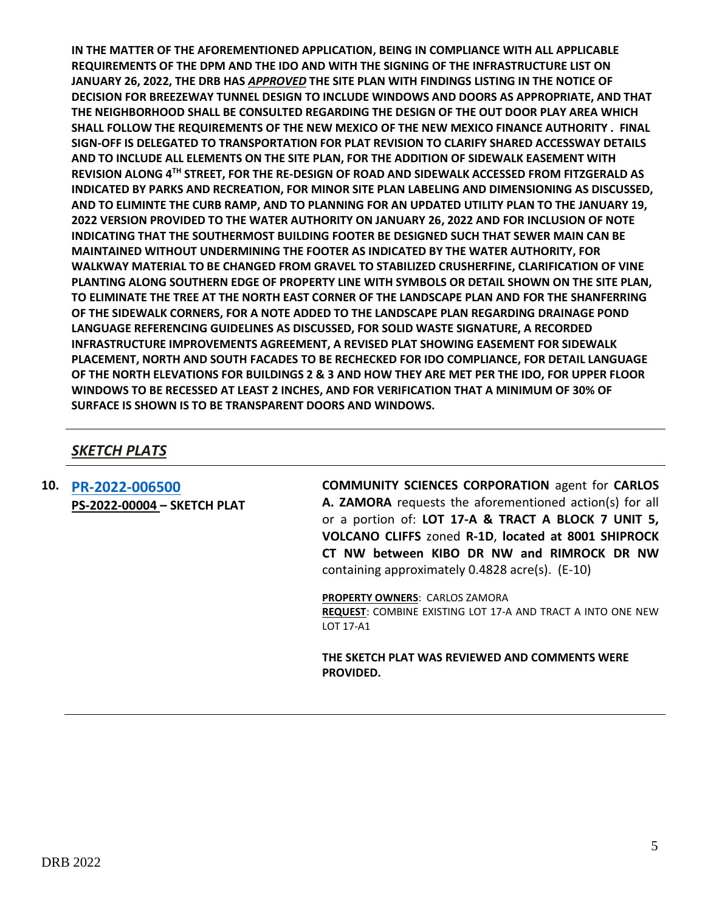**IN THE MATTER OF THE AFOREMENTIONED APPLICATION, BEING IN COMPLIANCE WITH ALL APPLICABLE REQUIREMENTS OF THE DPM AND THE IDO AND WITH THE SIGNING OF THE INFRASTRUCTURE LIST ON JANUARY 26, 2022, THE DRB HAS *APPROVED* THE SITE PLAN WITH FINDINGS LISTING IN THE NOTICE OF DECISION FOR BREEZEWAY TUNNEL DESIGN TO INCLUDE WINDOWS AND DOORS AS APPROPRIATE, AND THAT THE NEIGHBORHOOD SHALL BE CONSULTED REGARDING THE DESIGN OF THE OUT DOOR PLAY AREA WHICH SHALL FOLLOW THE REQUIREMENTS OF THE NEW MEXICO OF THE NEW MEXICO FINANCE AUTHORITY . FINAL SIGN-OFF IS DELEGATED TO TRANSPORTATION FOR PLAT REVISION TO CLARIFY SHARED ACCESSWAY DETAILS AND TO INCLUDE ALL ELEMENTS ON THE SITE PLAN, FOR THE ADDITION OF SIDEWALK EASEMENT WITH REVISION ALONG 4TH STREET, FOR THE RE-DESIGN OF ROAD AND SIDEWALK ACCESSED FROM FITZGERALD AS INDICATED BY PARKS AND RECREATION, FOR MINOR SITE PLAN LABELING AND DIMENSIONING AS DISCUSSED, AND TO ELIMINTE THE CURB RAMP, AND TO PLANNING FOR AN UPDATED UTILITY PLAN TO THE JANUARY 19, 2022 VERSION PROVIDED TO THE WATER AUTHORITY ON JANUARY 26, 2022 AND FOR INCLUSION OF NOTE INDICATING THAT THE SOUTHERMOST BUILDING FOOTER BE DESIGNED SUCH THAT SEWER MAIN CAN BE MAINTAINED WITHOUT UNDERMINING THE FOOTER AS INDICATED BY THE WATER AUTHORITY, FOR WALKWAY MATERIAL TO BE CHANGED FROM GRAVEL TO STABILIZED CRUSHERFINE, CLARIFICATION OF VINE PLANTING ALONG SOUTHERN EDGE OF PROPERTY LINE WITH SYMBOLS OR DETAIL SHOWN ON THE SITE PLAN, TO ELIMINATE THE TREE AT THE NORTH EAST CORNER OF THE LANDSCAPE PLAN AND FOR THE SHANFERRING OF THE SIDEWALK CORNERS, FOR A NOTE ADDED TO THE LANDSCAPE PLAN REGARDING DRAINAGE POND LANGUAGE REFERENCING GUIDELINES AS DISCUSSED, FOR SOLID WASTE SIGNATURE, A RECORDED INFRASTRUCTURE IMPROVEMENTS AGREEMENT, A REVISED PLAT SHOWING EASEMENT FOR SIDEWALK PLACEMENT, NORTH AND SOUTH FACADES TO BE RECHECKED FOR IDO COMPLIANCE, FOR DETAIL LANGUAGE OF THE NORTH ELEVATIONS FOR BUILDINGS 2 & 3 AND HOW THEY ARE MET PER THE IDO, FOR UPPER FLOOR WINDOWS TO BE RECESSED AT LEAST 2 INCHES, AND FOR VERIFICATION THAT A MINIMUM OF 30% OF SURFACE IS SHOWN IS TO BE TRANSPARENT DOORS AND WINDOWS.**

---

## *SKETCH PLATS*

---

**10. PR-2022-006500**
**PS-2022-00004 – SKETCH PLAT**

**COMMUNITY SCIENCES CORPORATION** agent for **CARLOS A. ZAMORA** requests the aforementioned action(s) for all or a portion of: **LOT 17-A & TRACT A BLOCK 7 UNIT 5, VOLCANO CLIFFS** zoned **R-1D**, **located at 8001 SHIPROCK CT NW between KIBO DR NW and RIMROCK DR NW** containing approximately 0.4828 acre(s). (E-10)

**PROPERTY OWNERS**: CARLOS ZAMORA
**REQUEST**: COMBINE EXISTING LOT 17-A AND TRACT A INTO ONE NEW LOT 17-A1

**THE SKETCH PLAT WAS REVIEWED AND COMMENTS WERE PROVIDED.**

---

DRB 2022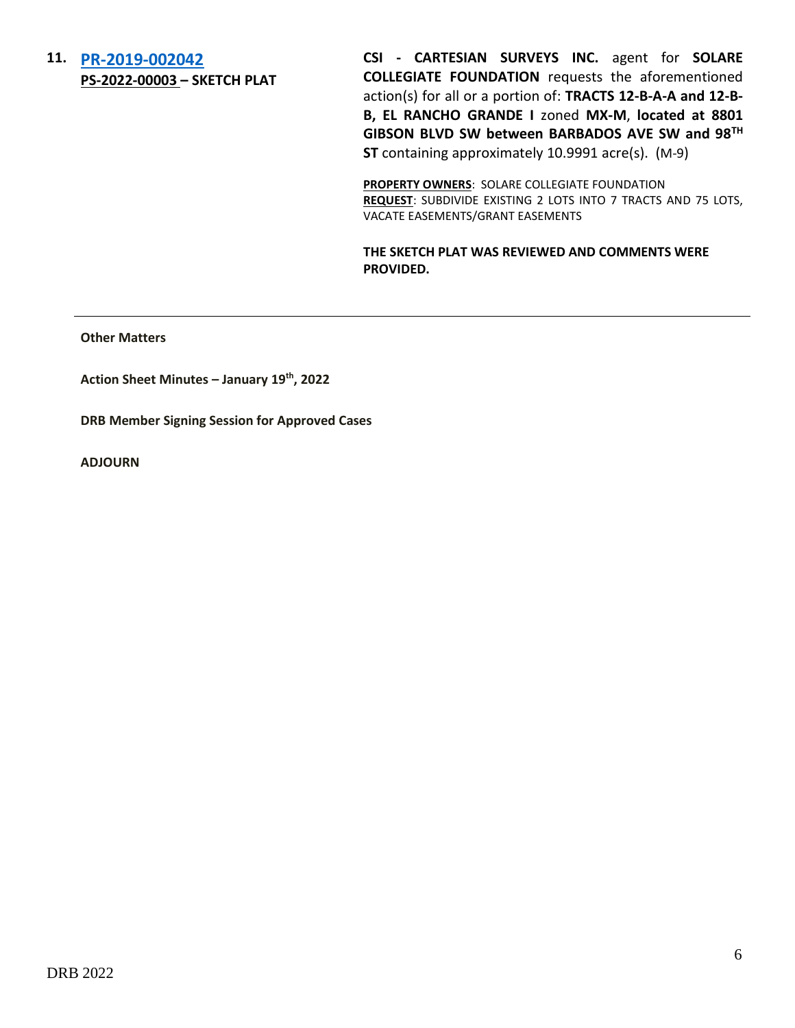**11. PR-2019-002042**
**PS-2022-00003 – SKETCH PLAT**

**CSI - CARTESIAN SURVEYS INC.** agent for **SOLARE COLLEGIATE FOUNDATION** requests the aforementioned action(s) for all or a portion of: **TRACTS 12-B-A-A and 12-B-B, EL RANCHO GRANDE I** zoned **MX-M**, **located at 8801 GIBSON BLVD SW between BARBADOS AVE SW and 98TH ST** containing approximately 10.9991 acre(s). (M-9)

**PROPERTY OWNERS**: SOLARE COLLEGIATE FOUNDATION
**REQUEST**: SUBDIVIDE EXISTING 2 LOTS INTO 7 TRACTS AND 75 LOTS, VACATE EASEMENTS/GRANT EASEMENTS

**THE SKETCH PLAT WAS REVIEWED AND COMMENTS WERE PROVIDED.**

---

**Other Matters**

**Action Sheet Minutes – January 19th, 2022**

**DRB Member Signing Session for Approved Cases**

**ADJOURN**